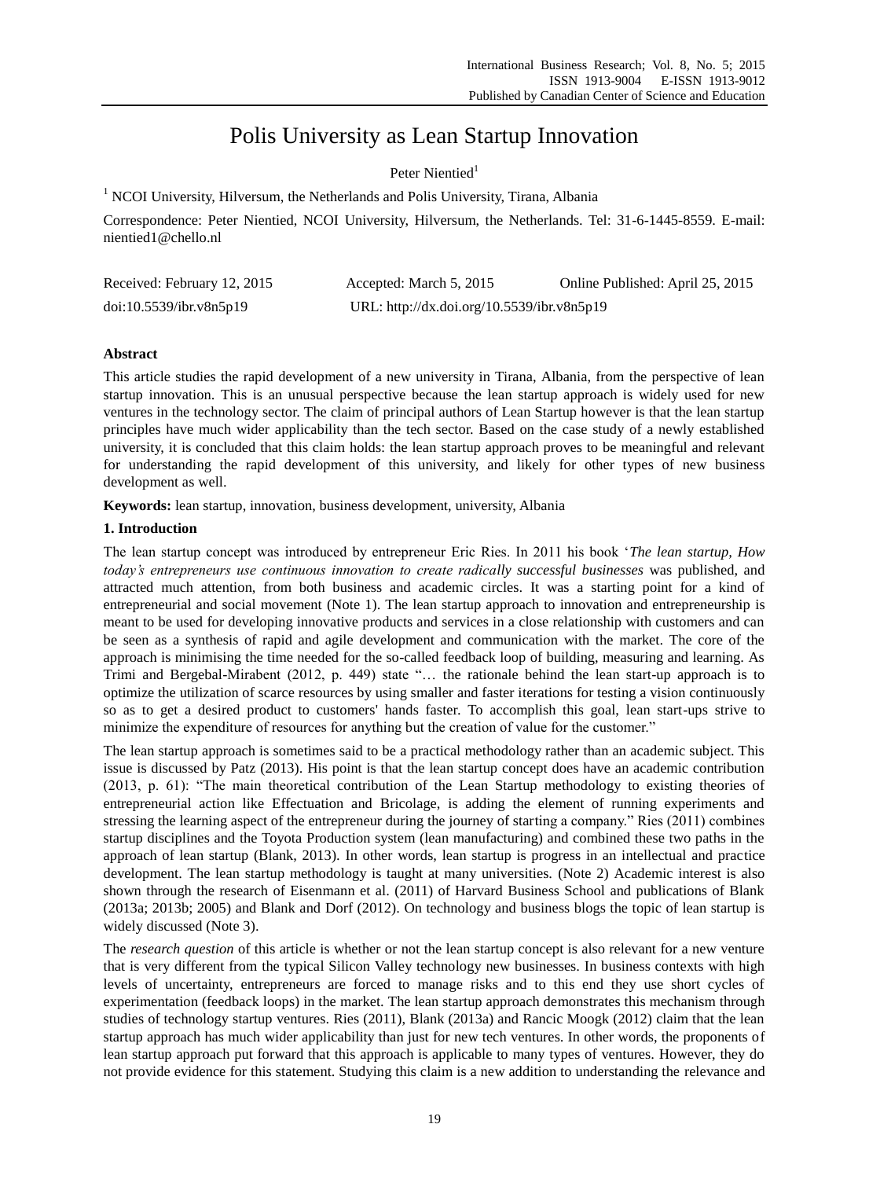# Polis University as Lean Startup Innovation

Peter Nientied[1]

[1] NCOI University, Hilversum, the Netherlands and Polis University, Tirana, Albania

Correspondence: Peter Nientied, NCOI University, Hilversum, the Netherlands. Tel: 31-6-1445-8559. E-mail: nientied1@chello.nl

| Received: February 12, 2015 | Accepted: March 5, 2015 | Online Published: April 25, 2015 |
|---|---|---|
| doi:10.5539/ibr.v8n5p19 | URL: http://dx.doi.org/10.5539/ibr.v8n5p19 | |

## Abstract

This article studies the rapid development of a new university in Tirana, Albania, from the perspective of lean startup innovation. This is an unusual perspective because the lean startup approach is widely used for new ventures in the technology sector. The claim of principal authors of Lean Startup however is that the lean startup principles have much wider applicability than the tech sector. Based on the case study of a newly established university, it is concluded that this claim holds: the lean startup approach proves to be meaningful and relevant for understanding the rapid development of this university, and likely for other types of new business development as well.

**Keywords:** lean startup, innovation, business development, university, Albania

## 1. Introduction

The lean startup concept was introduced by entrepreneur Eric Ries. In 2011 his book '*The lean startup, How today's entrepreneurs use continuous innovation to create radically successful businesses* was published, and attracted much attention, from both business and academic circles. It was a starting point for a kind of entrepreneurial and social movement (Note 1). The lean startup approach to innovation and entrepreneurship is meant to be used for developing innovative products and services in a close relationship with customers and can be seen as a synthesis of rapid and agile development and communication with the market. The core of the approach is minimising the time needed for the so-called feedback loop of building, measuring and learning. As Trimi and Bergebal-Mirabent (2012, p. 449) state "… the rationale behind the lean start-up approach is to optimize the utilization of scarce resources by using smaller and faster iterations for testing a vision continuously so as to get a desired product to customers' hands faster. To accomplish this goal, lean start-ups strive to minimize the expenditure of resources for anything but the creation of value for the customer."

The lean startup approach is sometimes said to be a practical methodology rather than an academic subject. This issue is discussed by Patz (2013). His point is that the lean startup concept does have an academic contribution (2013, p. 61): "The main theoretical contribution of the Lean Startup methodology to existing theories of entrepreneurial action like Effectuation and Bricolage, is adding the element of running experiments and stressing the learning aspect of the entrepreneur during the journey of starting a company." Ries (2011) combines startup disciplines and the Toyota Production system (lean manufacturing) and combined these two paths in the approach of lean startup (Blank, 2013). In other words, lean startup is progress in an intellectual and practice development. The lean startup methodology is taught at many universities. (Note 2) Academic interest is also shown through the research of Eisenmann et al. (2011) of Harvard Business School and publications of Blank (2013a; 2013b; 2005) and Blank and Dorf (2012). On technology and business blogs the topic of lean startup is widely discussed (Note 3).

The *research question* of this article is whether or not the lean startup concept is also relevant for a new venture that is very different from the typical Silicon Valley technology new businesses. In business contexts with high levels of uncertainty, entrepreneurs are forced to manage risks and to this end they use short cycles of experimentation (feedback loops) in the market. The lean startup approach demonstrates this mechanism through studies of technology startup ventures. Ries (2011), Blank (2013a) and Rancic Moogk (2012) claim that the lean startup approach has much wider applicability than just for new tech ventures. In other words, the proponents of lean startup approach put forward that this approach is applicable to many types of ventures. However, they do not provide evidence for this statement. Studying this claim is a new addition to understanding the relevance and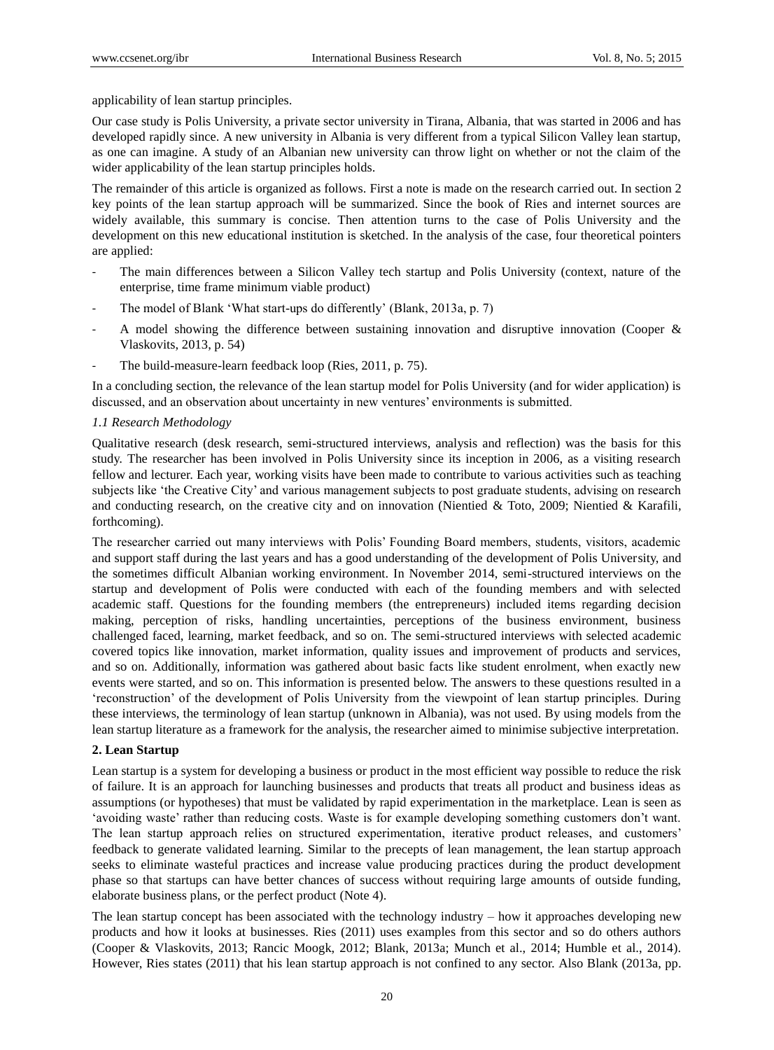applicability of lean startup principles.

Our case study is Polis University, a private sector university in Tirana, Albania, that was started in 2006 and has developed rapidly since. A new university in Albania is very different from a typical Silicon Valley lean startup, as one can imagine. A study of an Albanian new university can throw light on whether or not the claim of the wider applicability of the lean startup principles holds.

The remainder of this article is organized as follows. First a note is made on the research carried out. In section 2 key points of the lean startup approach will be summarized. Since the book of Ries and internet sources are widely available, this summary is concise. Then attention turns to the case of Polis University and the development on this new educational institution is sketched. In the analysis of the case, four theoretical pointers are applied:

- The main differences between a Silicon Valley tech startup and Polis University (context, nature of the enterprise, time frame minimum viable product)
- The model of Blank 'What start-ups do differently' (Blank, 2013a, p. 7)
- A model showing the difference between sustaining innovation and disruptive innovation (Cooper & Vlaskovits, 2013, p. 54)
- The build-measure-learn feedback loop (Ries, 2011, p. 75).

In a concluding section, the relevance of the lean startup model for Polis University (and for wider application) is discussed, and an observation about uncertainty in new ventures' environments is submitted.

### *1.1 Research Methodology*

Qualitative research (desk research, semi-structured interviews, analysis and reflection) was the basis for this study. The researcher has been involved in Polis University since its inception in 2006, as a visiting research fellow and lecturer. Each year, working visits have been made to contribute to various activities such as teaching subjects like 'the Creative City' and various management subjects to post graduate students, advising on research and conducting research, on the creative city and on innovation (Nientied & Toto, 2009; Nientied & Karafili, forthcoming).

The researcher carried out many interviews with Polis' Founding Board members, students, visitors, academic and support staff during the last years and has a good understanding of the development of Polis University, and the sometimes difficult Albanian working environment. In November 2014, semi-structured interviews on the startup and development of Polis were conducted with each of the founding members and with selected academic staff. Questions for the founding members (the entrepreneurs) included items regarding decision making, perception of risks, handling uncertainties, perceptions of the business environment, business challenged faced, learning, market feedback, and so on. The semi-structured interviews with selected academic covered topics like innovation, market information, quality issues and improvement of products and services, and so on. Additionally, information was gathered about basic facts like student enrolment, when exactly new events were started, and so on. This information is presented below. The answers to these questions resulted in a 'reconstruction' of the development of Polis University from the viewpoint of lean startup principles. During these interviews, the terminology of lean startup (unknown in Albania), was not used. By using models from the lean startup literature as a framework for the analysis, the researcher aimed to minimise subjective interpretation.

## 2. Lean Startup

Lean startup is a system for developing a business or product in the most efficient way possible to reduce the risk of failure. It is an approach for launching businesses and products that treats all product and business ideas as assumptions (or hypotheses) that must be validated by rapid experimentation in the marketplace. Lean is seen as 'avoiding waste' rather than reducing costs. Waste is for example developing something customers don't want. The lean startup approach relies on structured experimentation, iterative product releases, and customers' feedback to generate validated learning. Similar to the precepts of lean management, the lean startup approach seeks to eliminate wasteful practices and increase value producing practices during the product development phase so that startups can have better chances of success without requiring large amounts of outside funding, elaborate business plans, or the perfect product (Note 4).

The lean startup concept has been associated with the technology industry – how it approaches developing new products and how it looks at businesses. Ries (2011) uses examples from this sector and so do others authors (Cooper & Vlaskovits, 2013; Rancic Moogk, 2012; Blank, 2013a; Munch et al., 2014; Humble et al., 2014). However, Ries states (2011) that his lean startup approach is not confined to any sector. Also Blank (2013a, pp.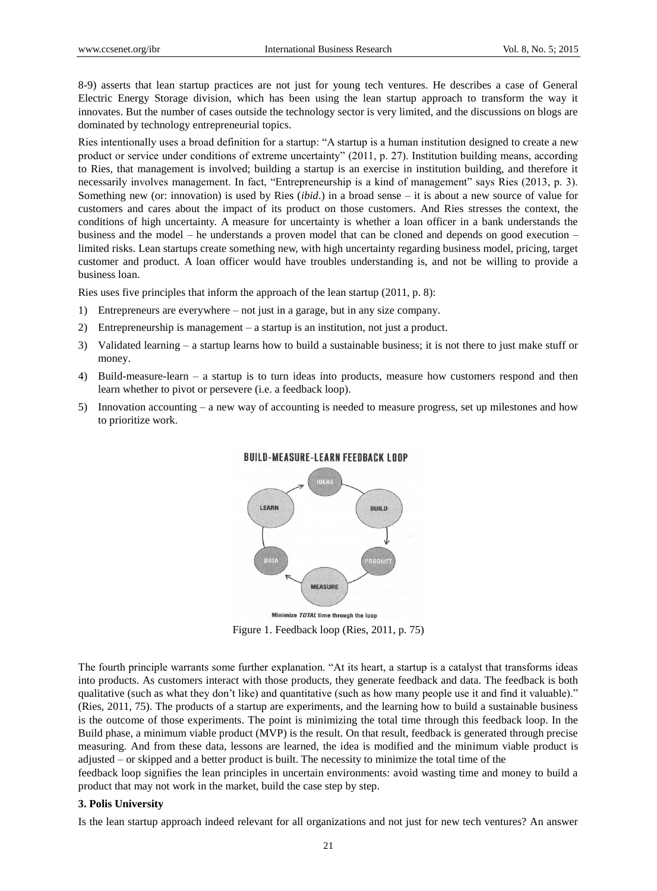8-9) asserts that lean startup practices are not just for young tech ventures. He describes a case of General Electric Energy Storage division, which has been using the lean startup approach to transform the way it innovates. But the number of cases outside the technology sector is very limited, and the discussions on blogs are dominated by technology entrepreneurial topics.

Ries intentionally uses a broad definition for a startup: "A startup is a human institution designed to create a new product or service under conditions of extreme uncertainty" (2011, p. 27). Institution building means, according to Ries, that management is involved; building a startup is an exercise in institution building, and therefore it necessarily involves management. In fact, "Entrepreneurship is a kind of management" says Ries (2013, p. 3). Something new (or: innovation) is used by Ries (*ibid*.) in a broad sense – it is about a new source of value for customers and cares about the impact of its product on those customers. And Ries stresses the context, the conditions of high uncertainty. A measure for uncertainty is whether a loan officer in a bank understands the business and the model – he understands a proven model that can be cloned and depends on good execution – limited risks. Lean startups create something new, with high uncertainty regarding business model, pricing, target customer and product. A loan officer would have troubles understanding is, and not be willing to provide a business loan.

Ries uses five principles that inform the approach of the lean startup (2011, p. 8):

1) Entrepreneurs are everywhere – not just in a garage, but in any size company.
2) Entrepreneurship is management – a startup is an institution, not just a product.
3) Validated learning – a startup learns how to build a sustainable business; it is not there to just make stuff or money.
4) Build-measure-learn – a startup is to turn ideas into products, measure how customers respond and then learn whether to pivot or persevere (i.e. a feedback loop).
5) Innovation accounting – a new way of accounting is needed to measure progress, set up milestones and how to prioritize work.

BUILD-MEASURE-LEARN FEEDBACK LOOP

IDEAS → BUILD → PRODUCT → MEASURE → DATA → LEARN → IDEAS

Minimize *TOTAL* time through the loop

Figure 1. Feedback loop (Ries, 2011, p. 75)

The fourth principle warrants some further explanation. "At its heart, a startup is a catalyst that transforms ideas into products. As customers interact with those products, they generate feedback and data. The feedback is both qualitative (such as what they don't like) and quantitative (such as how many people use it and find it valuable)." (Ries, 2011, 75). The products of a startup are experiments, and the learning how to build a sustainable business is the outcome of those experiments. The point is minimizing the total time through this feedback loop. In the Build phase, a minimum viable product (MVP) is the result. On that result, feedback is generated through precise measuring. And from these data, lessons are learned, the idea is modified and the minimum viable product is adjusted – or skipped and a better product is built. The necessity to minimize the total time of the feedback loop signifies the lean principles in uncertain environments: avoid wasting time and money to build a product that may not work in the market, build the case step by step.

## 3. Polis University

Is the lean startup approach indeed relevant for all organizations and not just for new tech ventures? An answer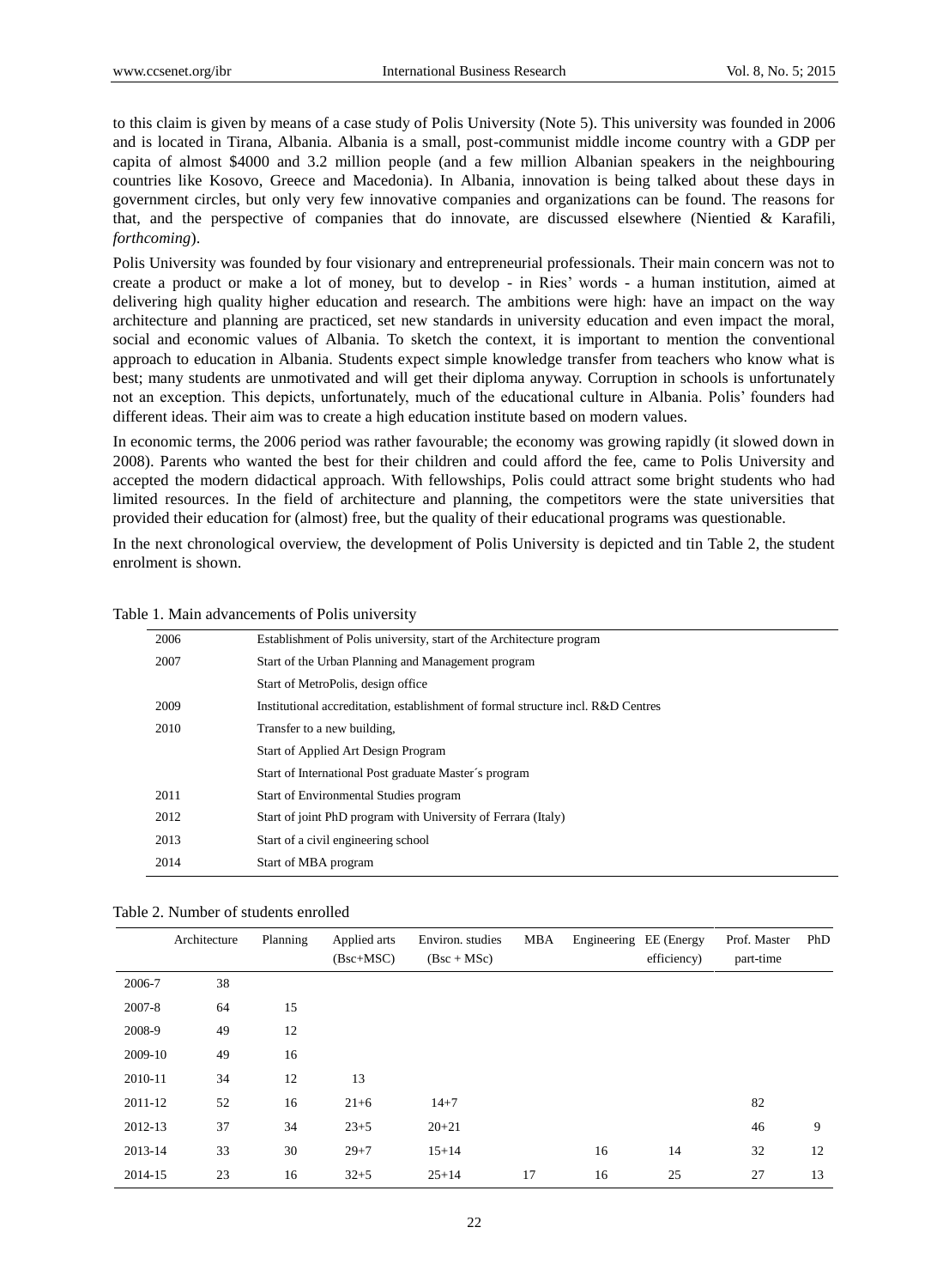to this claim is given by means of a case study of Polis University (Note 5). This university was founded in 2006 and is located in Tirana, Albania. Albania is a small, post-communist middle income country with a GDP per capita of almost $4000 and 3.2 million people (and a few million Albanian speakers in the neighbouring countries like Kosovo, Greece and Macedonia). In Albania, innovation is being talked about these days in government circles, but only very few innovative companies and organizations can be found. The reasons for that, and the perspective of companies that do innovate, are discussed elsewhere (Nientied & Karafili, *forthcoming*).

Polis University was founded by four visionary and entrepreneurial professionals. Their main concern was not to create a product or make a lot of money, but to develop - in Ries' words - a human institution, aimed at delivering high quality higher education and research. The ambitions were high: have an impact on the way architecture and planning are practiced, set new standards in university education and even impact the moral, social and economic values of Albania. To sketch the context, it is important to mention the conventional approach to education in Albania. Students expect simple knowledge transfer from teachers who know what is best; many students are unmotivated and will get their diploma anyway. Corruption in schools is unfortunately not an exception. This depicts, unfortunately, much of the educational culture in Albania. Polis' founders had different ideas. Their aim was to create a high education institute based on modern values.

In economic terms, the 2006 period was rather favourable; the economy was growing rapidly (it slowed down in 2008). Parents who wanted the best for their children and could afford the fee, came to Polis University and accepted the modern didactical approach. With fellowships, Polis could attract some bright students who had limited resources. In the field of architecture and planning, the competitors were the state universities that provided their education for (almost) free, but the quality of their educational programs was questionable.

In the next chronological overview, the development of Polis University is depicted and tin Table 2, the student enrolment is shown.

Table 1. Main advancements of Polis university

| | |
|---|---|
| 2006 | Establishment of Polis university, start of the Architecture program |
| 2007 | Start of the Urban Planning and Management program |
| | Start of MetroPolis, design office |
| 2009 | Institutional accreditation, establishment of formal structure incl. R&D Centres |
| 2010 | Transfer to a new building, |
| | Start of Applied Art Design Program |
| | Start of International Post graduate Master´s program |
| 2011 | Start of Environmental Studies program |
| 2012 | Start of joint PhD program with University of Ferrara (Italy) |
| 2013 | Start of a civil engineering school |
| 2014 | Start of MBA program |

Table 2. Number of students enrolled

| | Architecture | Planning | Applied arts (Bsc+MSC) | Environ. studies (Bsc + MSc) | MBA | Engineering | EE (Energy efficiency) | Prof. Master part-time | PhD |
|---|---|---|---|---|---|---|---|---|---|
| 2006-7 | 38 | | | | | | | | |
| 2007-8 | 64 | 15 | | | | | | | |
| 2008-9 | 49 | 12 | | | | | | | |
| 2009-10 | 49 | 16 | | | | | | | |
| 2010-11 | 34 | 12 | 13 | | | | | | |
| 2011-12 | 52 | 16 | 21+6 | 14+7 | | | | 82 | |
| 2012-13 | 37 | 34 | 23+5 | 20+21 | | | | 46 | 9 |
| 2013-14 | 33 | 30 | 29+7 | 15+14 | | 16 | 14 | 32 | 12 |
| 2014-15 | 23 | 16 | 32+5 | 25+14 | 17 | 16 | 25 | 27 | 13 |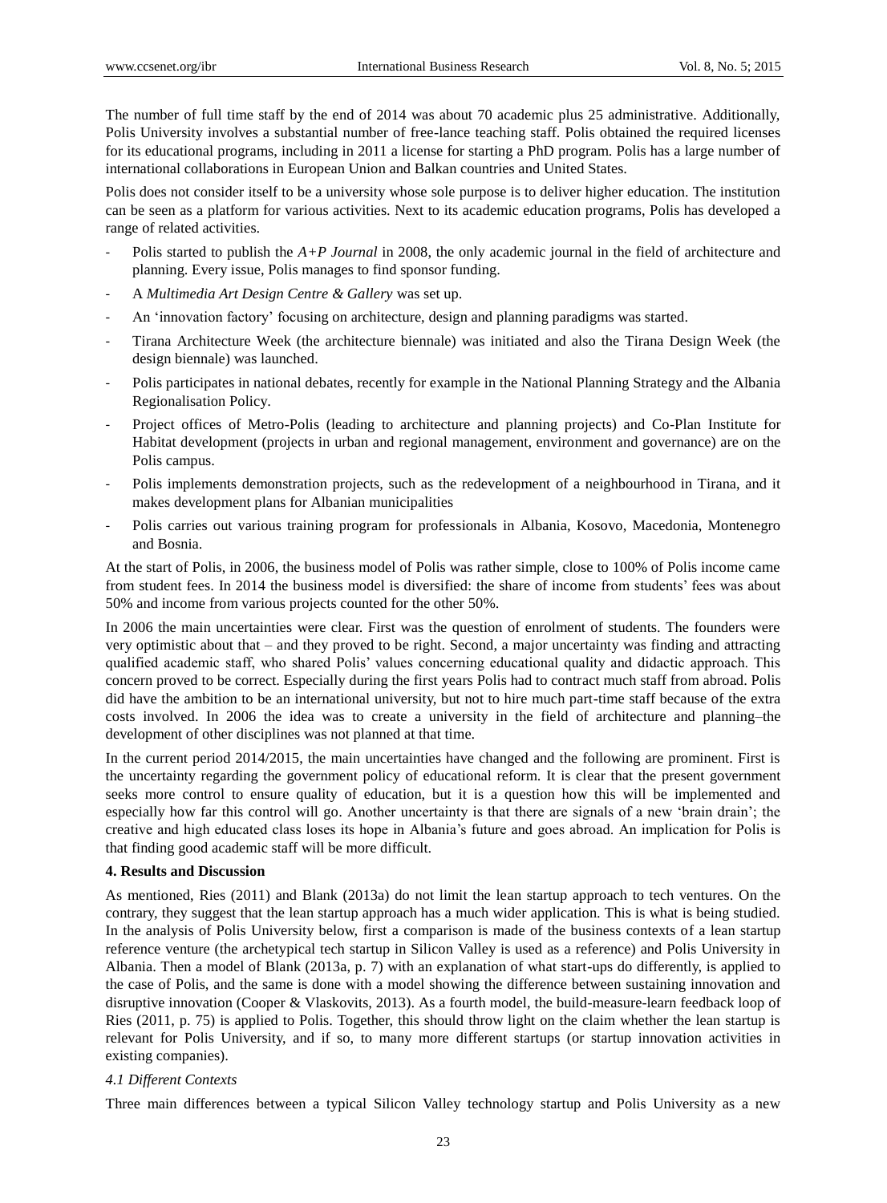The number of full time staff by the end of 2014 was about 70 academic plus 25 administrative. Additionally, Polis University involves a substantial number of free-lance teaching staff. Polis obtained the required licenses for its educational programs, including in 2011 a license for starting a PhD program. Polis has a large number of international collaborations in European Union and Balkan countries and United States.

Polis does not consider itself to be a university whose sole purpose is to deliver higher education. The institution can be seen as a platform for various activities. Next to its academic education programs, Polis has developed a range of related activities.

- Polis started to publish the *A+P Journal* in 2008, the only academic journal in the field of architecture and planning. Every issue, Polis manages to find sponsor funding.
- A *Multimedia Art Design Centre & Gallery* was set up.
- An 'innovation factory' focusing on architecture, design and planning paradigms was started.
- Tirana Architecture Week (the architecture biennale) was initiated and also the Tirana Design Week (the design biennale) was launched.
- Polis participates in national debates, recently for example in the National Planning Strategy and the Albania Regionalisation Policy.
- Project offices of Metro-Polis (leading to architecture and planning projects) and Co-Plan Institute for Habitat development (projects in urban and regional management, environment and governance) are on the Polis campus.
- Polis implements demonstration projects, such as the redevelopment of a neighbourhood in Tirana, and it makes development plans for Albanian municipalities
- Polis carries out various training program for professionals in Albania, Kosovo, Macedonia, Montenegro and Bosnia.

At the start of Polis, in 2006, the business model of Polis was rather simple, close to 100% of Polis income came from student fees. In 2014 the business model is diversified: the share of income from students' fees was about 50% and income from various projects counted for the other 50%.

In 2006 the main uncertainties were clear. First was the question of enrolment of students. The founders were very optimistic about that – and they proved to be right. Second, a major uncertainty was finding and attracting qualified academic staff, who shared Polis' values concerning educational quality and didactic approach. This concern proved to be correct. Especially during the first years Polis had to contract much staff from abroad. Polis did have the ambition to be an international university, but not to hire much part-time staff because of the extra costs involved. In 2006 the idea was to create a university in the field of architecture and planning–the development of other disciplines was not planned at that time.

In the current period 2014/2015, the main uncertainties have changed and the following are prominent. First is the uncertainty regarding the government policy of educational reform. It is clear that the present government seeks more control to ensure quality of education, but it is a question how this will be implemented and especially how far this control will go. Another uncertainty is that there are signals of a new 'brain drain'; the creative and high educated class loses its hope in Albania's future and goes abroad. An implication for Polis is that finding good academic staff will be more difficult.

## 4. Results and Discussion

As mentioned, Ries (2011) and Blank (2013a) do not limit the lean startup approach to tech ventures. On the contrary, they suggest that the lean startup approach has a much wider application. This is what is being studied. In the analysis of Polis University below, first a comparison is made of the business contexts of a lean startup reference venture (the archetypical tech startup in Silicon Valley is used as a reference) and Polis University in Albania. Then a model of Blank (2013a, p. 7) with an explanation of what start-ups do differently, is applied to the case of Polis, and the same is done with a model showing the difference between sustaining innovation and disruptive innovation (Cooper & Vlaskovits, 2013). As a fourth model, the build-measure-learn feedback loop of Ries (2011, p. 75) is applied to Polis. Together, this should throw light on the claim whether the lean startup is relevant for Polis University, and if so, to many more different startups (or startup innovation activities in existing companies).

### *4.1 Different Contexts*

Three main differences between a typical Silicon Valley technology startup and Polis University as a new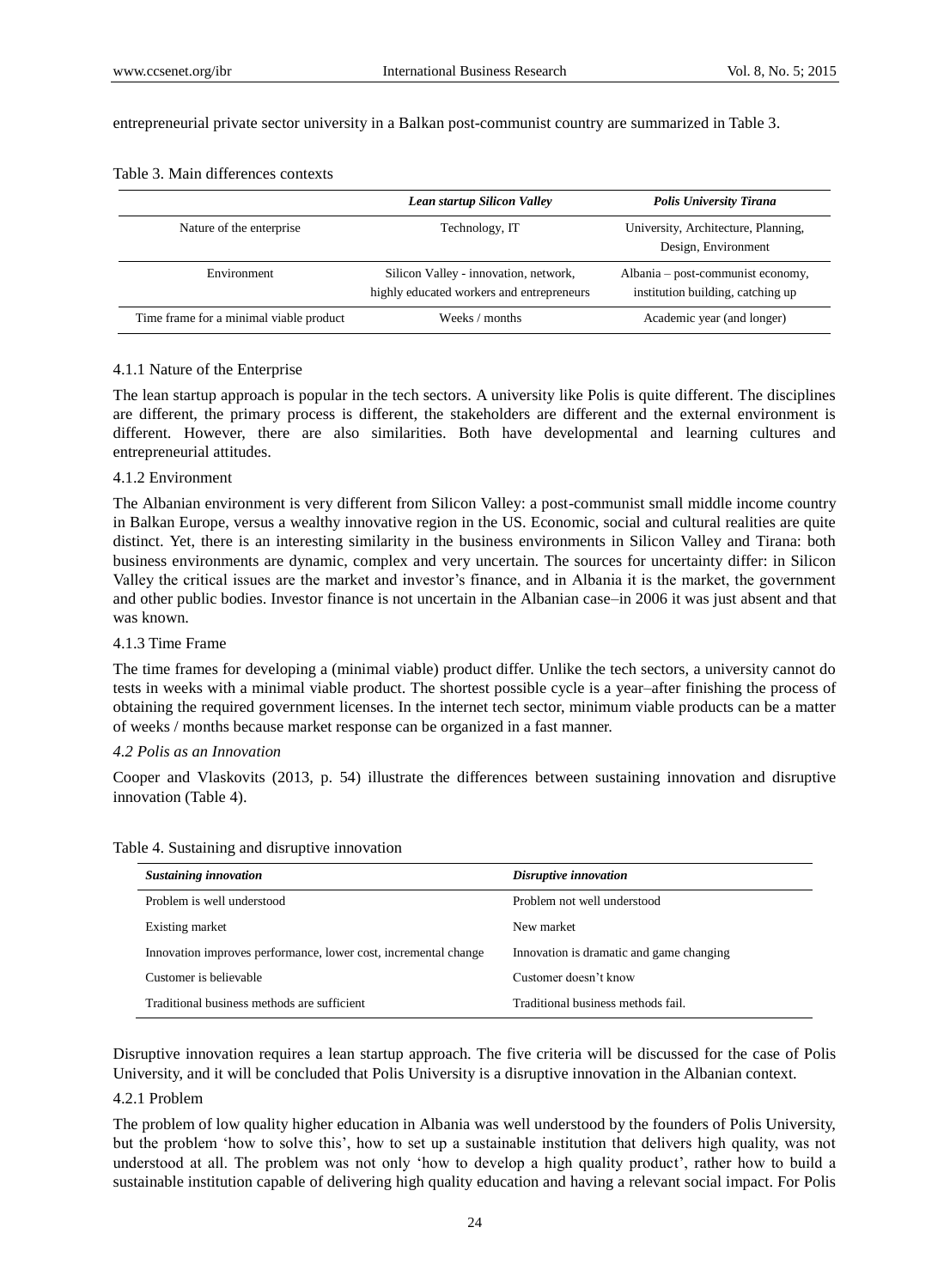entrepreneurial private sector university in a Balkan post-communist country are summarized in Table 3.

Table 3. Main differences contexts

| | *Lean startup Silicon Valley* | *Polis University Tirana* |
|---|---|---|
| Nature of the enterprise | Technology, IT | University, Architecture, Planning, Design, Environment |
| Environment | Silicon Valley - innovation, network, highly educated workers and entrepreneurs | Albania – post-communist economy, institution building, catching up |
| Time frame for a minimal viable product | Weeks / months | Academic year (and longer) |

#### 4.1.1 Nature of the Enterprise

The lean startup approach is popular in the tech sectors. A university like Polis is quite different. The disciplines are different, the primary process is different, the stakeholders are different and the external environment is different. However, there are also similarities. Both have developmental and learning cultures and entrepreneurial attitudes.

#### 4.1.2 Environment

The Albanian environment is very different from Silicon Valley: a post-communist small middle income country in Balkan Europe, versus a wealthy innovative region in the US. Economic, social and cultural realities are quite distinct. Yet, there is an interesting similarity in the business environments in Silicon Valley and Tirana: both business environments are dynamic, complex and very uncertain. The sources for uncertainty differ: in Silicon Valley the critical issues are the market and investor's finance, and in Albania it is the market, the government and other public bodies. Investor finance is not uncertain in the Albanian case–in 2006 it was just absent and that was known.

#### 4.1.3 Time Frame

The time frames for developing a (minimal viable) product differ. Unlike the tech sectors, a university cannot do tests in weeks with a minimal viable product. The shortest possible cycle is a year–after finishing the process of obtaining the required government licenses. In the internet tech sector, minimum viable products can be a matter of weeks / months because market response can be organized in a fast manner.

### *4.2 Polis as an Innovation*

Cooper and Vlaskovits (2013, p. 54) illustrate the differences between sustaining innovation and disruptive innovation (Table 4).

Table 4. Sustaining and disruptive innovation

| *Sustaining innovation* | *Disruptive innovation* |
|---|---|
| Problem is well understood | Problem not well understood |
| Existing market | New market |
| Innovation improves performance, lower cost, incremental change | Innovation is dramatic and game changing |
| Customer is believable | Customer doesn't know |
| Traditional business methods are sufficient | Traditional business methods fail. |

Disruptive innovation requires a lean startup approach. The five criteria will be discussed for the case of Polis University, and it will be concluded that Polis University is a disruptive innovation in the Albanian context.

#### 4.2.1 Problem

The problem of low quality higher education in Albania was well understood by the founders of Polis University, but the problem 'how to solve this', how to set up a sustainable institution that delivers high quality, was not understood at all. The problem was not only 'how to develop a high quality product', rather how to build a sustainable institution capable of delivering high quality education and having a relevant social impact. For Polis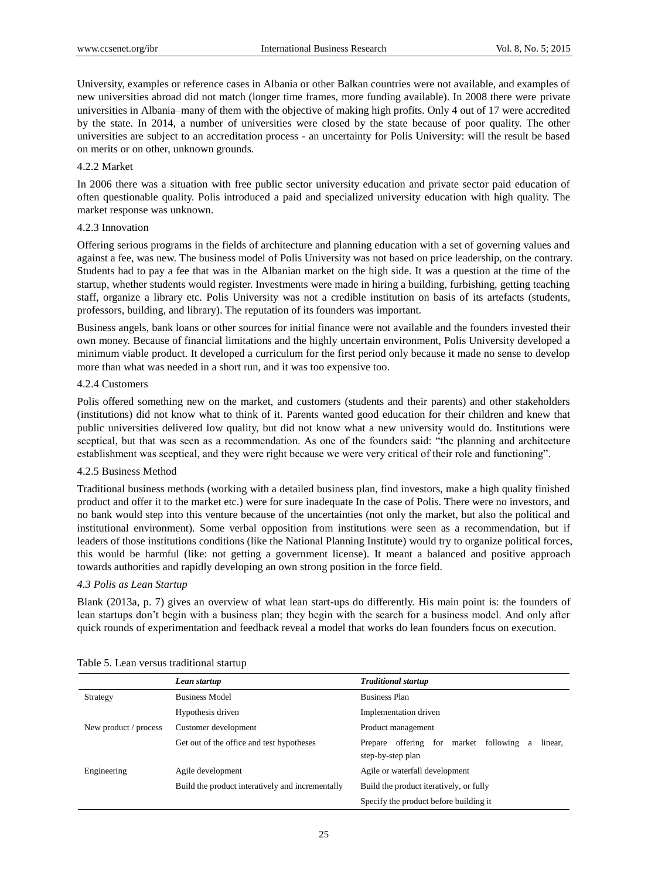University, examples or reference cases in Albania or other Balkan countries were not available, and examples of new universities abroad did not match (longer time frames, more funding available). In 2008 there were private universities in Albania–many of them with the objective of making high profits. Only 4 out of 17 were accredited by the state. In 2014, a number of universities were closed by the state because of poor quality. The other universities are subject to an accreditation process - an uncertainty for Polis University: will the result be based on merits or on other, unknown grounds.

#### 4.2.2 Market

In 2006 there was a situation with free public sector university education and private sector paid education of often questionable quality. Polis introduced a paid and specialized university education with high quality. The market response was unknown.

#### 4.2.3 Innovation

Offering serious programs in the fields of architecture and planning education with a set of governing values and against a fee, was new. The business model of Polis University was not based on price leadership, on the contrary. Students had to pay a fee that was in the Albanian market on the high side. It was a question at the time of the startup, whether students would register. Investments were made in hiring a building, furbishing, getting teaching staff, organize a library etc. Polis University was not a credible institution on basis of its artefacts (students, professors, building, and library). The reputation of its founders was important.

Business angels, bank loans or other sources for initial finance were not available and the founders invested their own money. Because of financial limitations and the highly uncertain environment, Polis University developed a minimum viable product. It developed a curriculum for the first period only because it made no sense to develop more than what was needed in a short run, and it was too expensive too.

#### 4.2.4 Customers

Polis offered something new on the market, and customers (students and their parents) and other stakeholders (institutions) did not know what to think of it. Parents wanted good education for their children and knew that public universities delivered low quality, but did not know what a new university would do. Institutions were sceptical, but that was seen as a recommendation. As one of the founders said: "the planning and architecture establishment was sceptical, and they were right because we were very critical of their role and functioning".

#### 4.2.5 Business Method

Traditional business methods (working with a detailed business plan, find investors, make a high quality finished product and offer it to the market etc.) were for sure inadequate In the case of Polis. There were no investors, and no bank would step into this venture because of the uncertainties (not only the market, but also the political and institutional environment). Some verbal opposition from institutions were seen as a recommendation, but if leaders of those institutions conditions (like the National Planning Institute) would try to organize political forces, this would be harmful (like: not getting a government license). It meant a balanced and positive approach towards authorities and rapidly developing an own strong position in the force field.

### *4.3 Polis as Lean Startup*

Blank (2013a, p. 7) gives an overview of what lean start-ups do differently. His main point is: the founders of lean startups don't begin with a business plan; they begin with the search for a business model. And only after quick rounds of experimentation and feedback reveal a model that works do lean founders focus on execution.

Table 5. Lean versus traditional startup

| | ***Lean startup*** | ***Traditional startup*** |
|---|---|---|
| Strategy | Business Model | Business Plan |
| | Hypothesis driven | Implementation driven |
| New product / process | Customer development | Product management |
| | Get out of the office and test hypotheses | Prepare offering for market following a linear, step-by-step plan |
| Engineering | Agile development | Agile or waterfall development |
| | Build the product interatively and incrementally | Build the product iteratively, or fully |
| | | Specify the product before building it |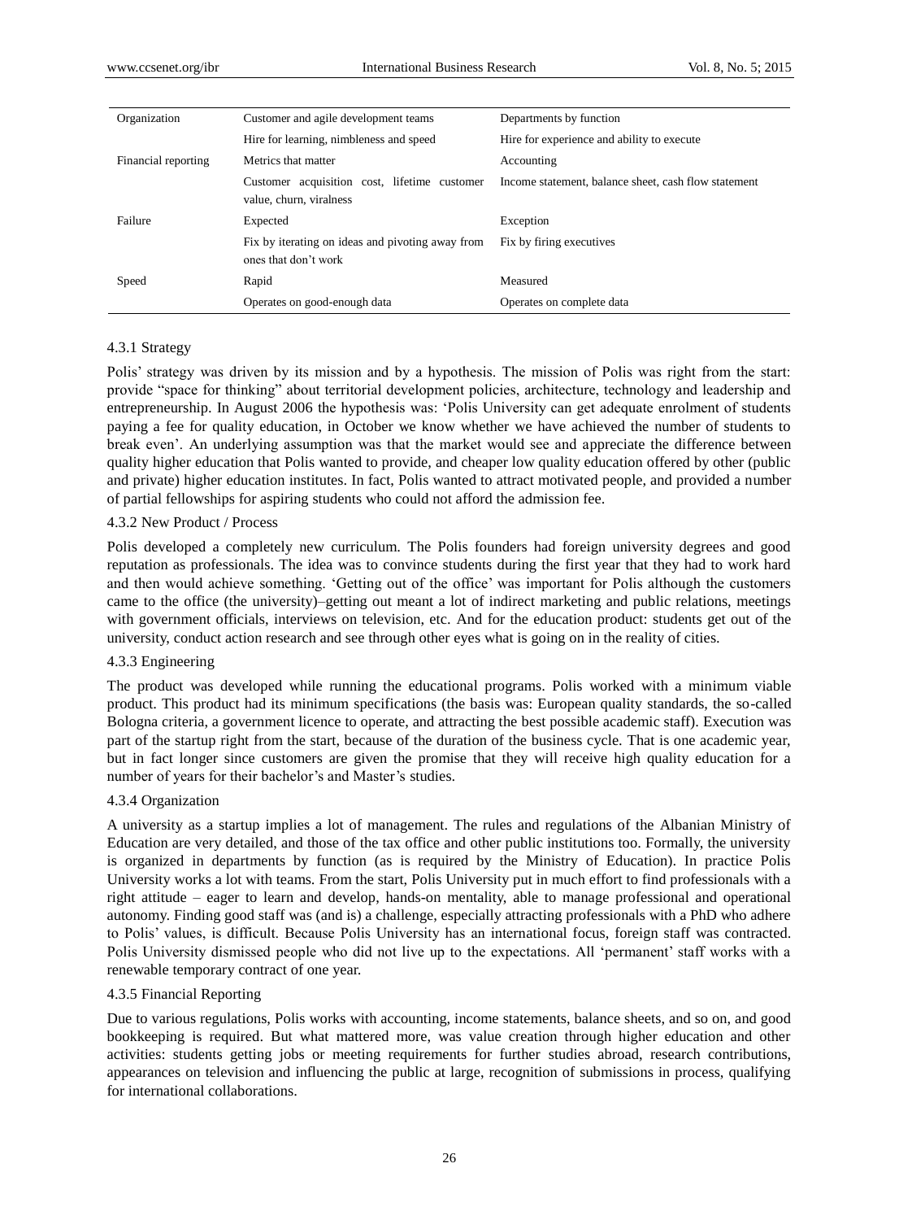| | | |
|---|---|---|
| Organization | Customer and agile development teams | Departments by function |
| | Hire for learning, nimbleness and speed | Hire for experience and ability to execute |
| Financial reporting | Metrics that matter | Accounting |
| | Customer acquisition cost, lifetime customer value, churn, viralness | Income statement, balance sheet, cash flow statement |
| Failure | Expected | Exception |
| | Fix by iterating on ideas and pivoting away from ones that don't work | Fix by firing executives |
| Speed | Rapid | Measured |
| | Operates on good-enough data | Operates on complete data |

#### 4.3.1 Strategy

Polis' strategy was driven by its mission and by a hypothesis. The mission of Polis was right from the start: provide "space for thinking" about territorial development policies, architecture, technology and leadership and entrepreneurship. In August 2006 the hypothesis was: 'Polis University can get adequate enrolment of students paying a fee for quality education, in October we know whether we have achieved the number of students to break even'. An underlying assumption was that the market would see and appreciate the difference between quality higher education that Polis wanted to provide, and cheaper low quality education offered by other (public and private) higher education institutes. In fact, Polis wanted to attract motivated people, and provided a number of partial fellowships for aspiring students who could not afford the admission fee.

#### 4.3.2 New Product / Process

Polis developed a completely new curriculum. The Polis founders had foreign university degrees and good reputation as professionals. The idea was to convince students during the first year that they had to work hard and then would achieve something. 'Getting out of the office' was important for Polis although the customers came to the office (the university)–getting out meant a lot of indirect marketing and public relations, meetings with government officials, interviews on television, etc. And for the education product: students get out of the university, conduct action research and see through other eyes what is going on in the reality of cities.

#### 4.3.3 Engineering

The product was developed while running the educational programs. Polis worked with a minimum viable product. This product had its minimum specifications (the basis was: European quality standards, the so-called Bologna criteria, a government licence to operate, and attracting the best possible academic staff). Execution was part of the startup right from the start, because of the duration of the business cycle. That is one academic year, but in fact longer since customers are given the promise that they will receive high quality education for a number of years for their bachelor's and Master's studies.

#### 4.3.4 Organization

A university as a startup implies a lot of management. The rules and regulations of the Albanian Ministry of Education are very detailed, and those of the tax office and other public institutions too. Formally, the university is organized in departments by function (as is required by the Ministry of Education). In practice Polis University works a lot with teams. From the start, Polis University put in much effort to find professionals with a right attitude – eager to learn and develop, hands-on mentality, able to manage professional and operational autonomy. Finding good staff was (and is) a challenge, especially attracting professionals with a PhD who adhere to Polis' values, is difficult. Because Polis University has an international focus, foreign staff was contracted. Polis University dismissed people who did not live up to the expectations. All 'permanent' staff works with a renewable temporary contract of one year.

#### 4.3.5 Financial Reporting

Due to various regulations, Polis works with accounting, income statements, balance sheets, and so on, and good bookkeeping is required. But what mattered more, was value creation through higher education and other activities: students getting jobs or meeting requirements for further studies abroad, research contributions, appearances on television and influencing the public at large, recognition of submissions in process, qualifying for international collaborations.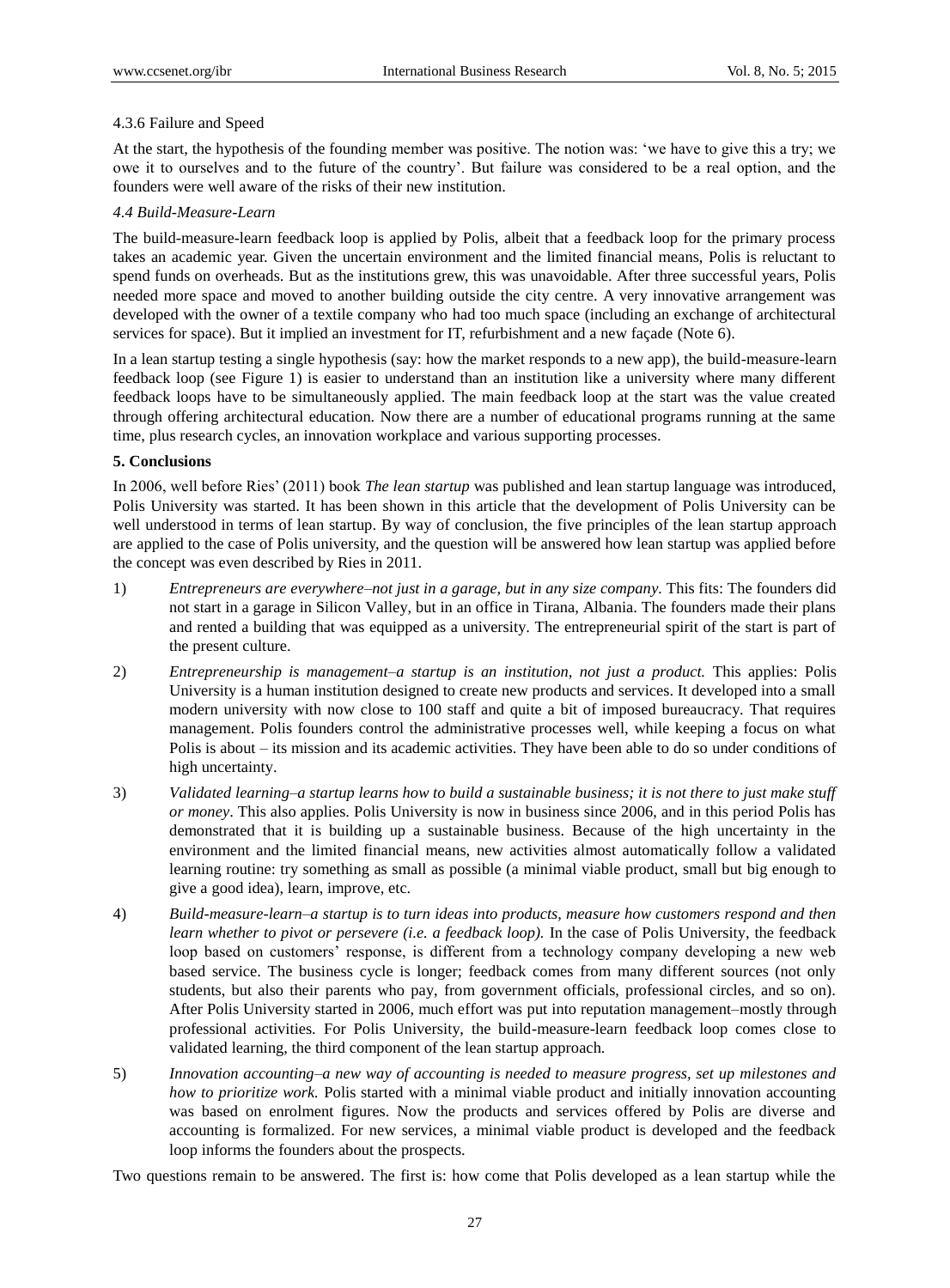#### 4.3.6 Failure and Speed

At the start, the hypothesis of the founding member was positive. The notion was: 'we have to give this a try; we owe it to ourselves and to the future of the country'. But failure was considered to be a real option, and the founders were well aware of the risks of their new institution.

### *4.4 Build-Measure-Learn*

The build-measure-learn feedback loop is applied by Polis, albeit that a feedback loop for the primary process takes an academic year. Given the uncertain environment and the limited financial means, Polis is reluctant to spend funds on overheads. But as the institutions grew, this was unavoidable. After three successful years, Polis needed more space and moved to another building outside the city centre. A very innovative arrangement was developed with the owner of a textile company who had too much space (including an exchange of architectural services for space). But it implied an investment for IT, refurbishment and a new façade (Note 6).

In a lean startup testing a single hypothesis (say: how the market responds to a new app), the build-measure-learn feedback loop (see Figure 1) is easier to understand than an institution like a university where many different feedback loops have to be simultaneously applied. The main feedback loop at the start was the value created through offering architectural education. Now there are a number of educational programs running at the same time, plus research cycles, an innovation workplace and various supporting processes.

## 5. Conclusions

In 2006, well before Ries' (2011) book *The lean startup* was published and lean startup language was introduced, Polis University was started. It has been shown in this article that the development of Polis University can be well understood in terms of lean startup. By way of conclusion, the five principles of the lean startup approach are applied to the case of Polis university, and the question will be answered how lean startup was applied before the concept was even described by Ries in 2011.

1) *Entrepreneurs are everywhere–not just in a garage, but in any size company.* This fits: The founders did not start in a garage in Silicon Valley, but in an office in Tirana, Albania. The founders made their plans and rented a building that was equipped as a university. The entrepreneurial spirit of the start is part of the present culture.

2) *Entrepreneurship is management–a startup is an institution, not just a product.* This applies: Polis University is a human institution designed to create new products and services. It developed into a small modern university with now close to 100 staff and quite a bit of imposed bureaucracy. That requires management. Polis founders control the administrative processes well, while keeping a focus on what Polis is about – its mission and its academic activities. They have been able to do so under conditions of high uncertainty.

3) *Validated learning–a startup learns how to build a sustainable business; it is not there to just make stuff or money*. This also applies. Polis University is now in business since 2006, and in this period Polis has demonstrated that it is building up a sustainable business. Because of the high uncertainty in the environment and the limited financial means, new activities almost automatically follow a validated learning routine: try something as small as possible (a minimal viable product, small but big enough to give a good idea), learn, improve, etc.

4) *Build-measure-learn–a startup is to turn ideas into products, measure how customers respond and then learn whether to pivot or persevere (i.e. a feedback loop).* In the case of Polis University, the feedback loop based on customers' response, is different from a technology company developing a new web based service. The business cycle is longer; feedback comes from many different sources (not only students, but also their parents who pay, from government officials, professional circles, and so on). After Polis University started in 2006, much effort was put into reputation management–mostly through professional activities. For Polis University, the build-measure-learn feedback loop comes close to validated learning, the third component of the lean startup approach.

5) *Innovation accounting–a new way of accounting is needed to measure progress, set up milestones and how to prioritize work.* Polis started with a minimal viable product and initially innovation accounting was based on enrolment figures. Now the products and services offered by Polis are diverse and accounting is formalized. For new services, a minimal viable product is developed and the feedback loop informs the founders about the prospects.

Two questions remain to be answered. The first is: how come that Polis developed as a lean startup while the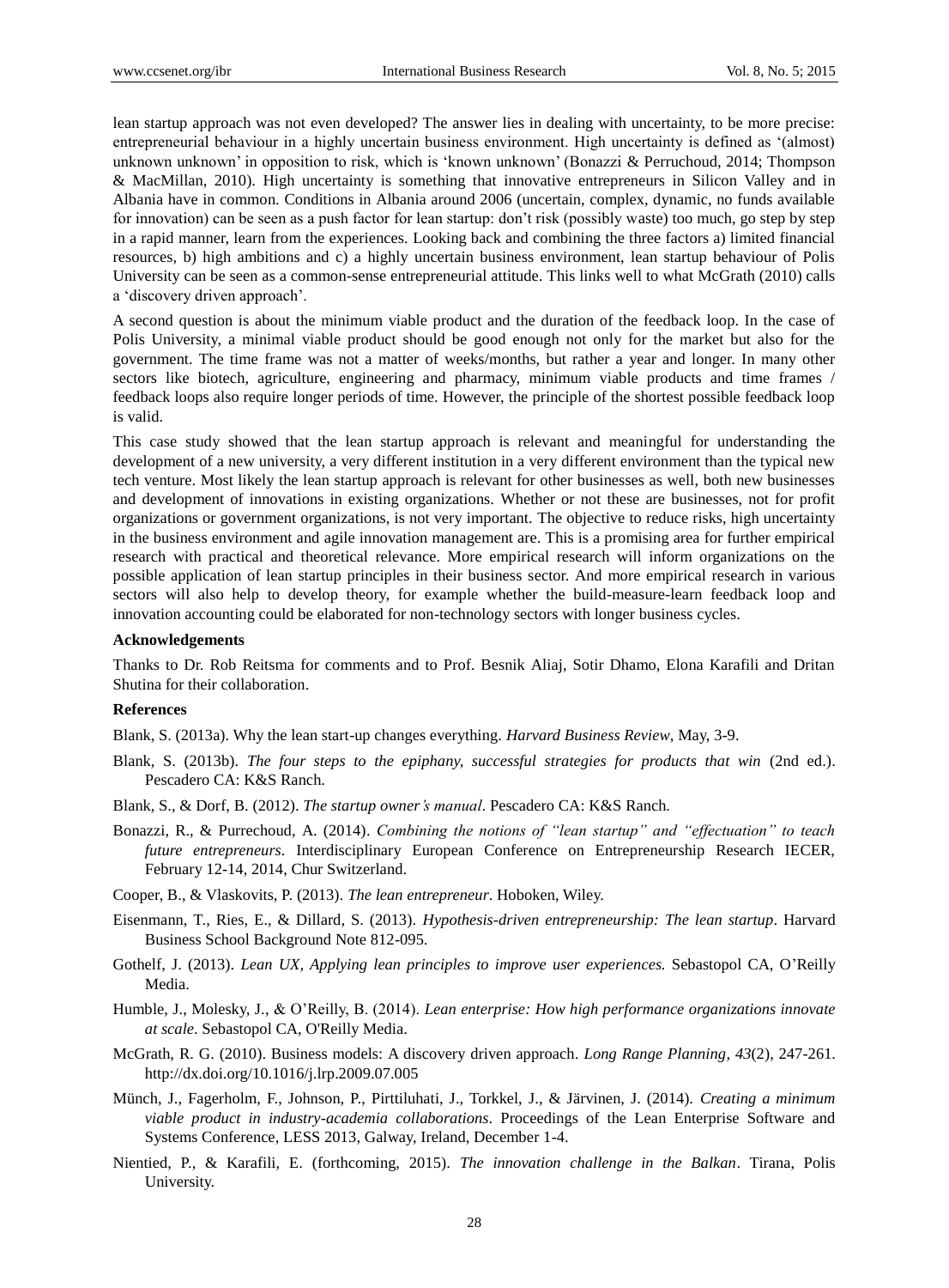lean startup approach was not even developed? The answer lies in dealing with uncertainty, to be more precise: entrepreneurial behaviour in a highly uncertain business environment. High uncertainty is defined as '(almost) unknown unknown' in opposition to risk, which is 'known unknown' (Bonazzi & Perruchoud, 2014; Thompson & MacMillan, 2010). High uncertainty is something that innovative entrepreneurs in Silicon Valley and in Albania have in common. Conditions in Albania around 2006 (uncertain, complex, dynamic, no funds available for innovation) can be seen as a push factor for lean startup: don't risk (possibly waste) too much, go step by step in a rapid manner, learn from the experiences. Looking back and combining the three factors a) limited financial resources, b) high ambitions and c) a highly uncertain business environment, lean startup behaviour of Polis University can be seen as a common-sense entrepreneurial attitude. This links well to what McGrath (2010) calls a 'discovery driven approach'.

A second question is about the minimum viable product and the duration of the feedback loop. In the case of Polis University, a minimal viable product should be good enough not only for the market but also for the government. The time frame was not a matter of weeks/months, but rather a year and longer. In many other sectors like biotech, agriculture, engineering and pharmacy, minimum viable products and time frames / feedback loops also require longer periods of time. However, the principle of the shortest possible feedback loop is valid.

This case study showed that the lean startup approach is relevant and meaningful for understanding the development of a new university, a very different institution in a very different environment than the typical new tech venture. Most likely the lean startup approach is relevant for other businesses as well, both new businesses and development of innovations in existing organizations. Whether or not these are businesses, not for profit organizations or government organizations, is not very important. The objective to reduce risks, high uncertainty in the business environment and agile innovation management are. This is a promising area for further empirical research with practical and theoretical relevance. More empirical research will inform organizations on the possible application of lean startup principles in their business sector. And more empirical research in various sectors will also help to develop theory, for example whether the build-measure-learn feedback loop and innovation accounting could be elaborated for non-technology sectors with longer business cycles.

**Acknowledgements**

Thanks to Dr. Rob Reitsma for comments and to Prof. Besnik Aliaj, Sotir Dhamo, Elona Karafili and Dritan Shutina for their collaboration.

**References**

Blank, S. (2013a). Why the lean start-up changes everything. *Harvard Business Review*, May, 3-9.

Blank, S. (2013b). *The four steps to the epiphany, successful strategies for products that win* (2nd ed.). Pescadero CA: K&S Ranch.

Blank, S., & Dorf, B. (2012). *The startup owner's manual*. Pescadero CA: K&S Ranch.

Bonazzi, R., & Purrechoud, A. (2014). *Combining the notions of "lean startup" and "effectuation" to teach future entrepreneurs*. Interdisciplinary European Conference on Entrepreneurship Research IECER, February 12-14, 2014, Chur Switzerland.

Cooper, B., & Vlaskovits, P. (2013). *The lean entrepreneur*. Hoboken, Wiley.

Eisenmann, T., Ries, E., & Dillard, S. (2013). *Hypothesis-driven entrepreneurship: The lean startup*. Harvard Business School Background Note 812-095.

Gothelf, J. (2013). *Lean UX, Applying lean principles to improve user experiences.* Sebastopol CA, O'Reilly Media.

Humble, J., Molesky, J., & O'Reilly, B. (2014). *Lean enterprise: How high performance organizations innovate at scale*. Sebastopol CA, O'Reilly Media.

McGrath, R. G. (2010). Business models: A discovery driven approach. *Long Range Planning*, *43*(2), 247-261. http://dx.doi.org/10.1016/j.lrp.2009.07.005

Münch, J., Fagerholm, F., Johnson, P., Pirttiluhati, J., Torkkel, J., & Järvinen, J. (2014). *Creating a minimum viable product in industry-academia collaborations*. Proceedings of the Lean Enterprise Software and Systems Conference, LESS 2013, Galway, Ireland, December 1-4.

Nientied, P., & Karafili, E. (forthcoming, 2015). *The innovation challenge in the Balkan*. Tirana, Polis University.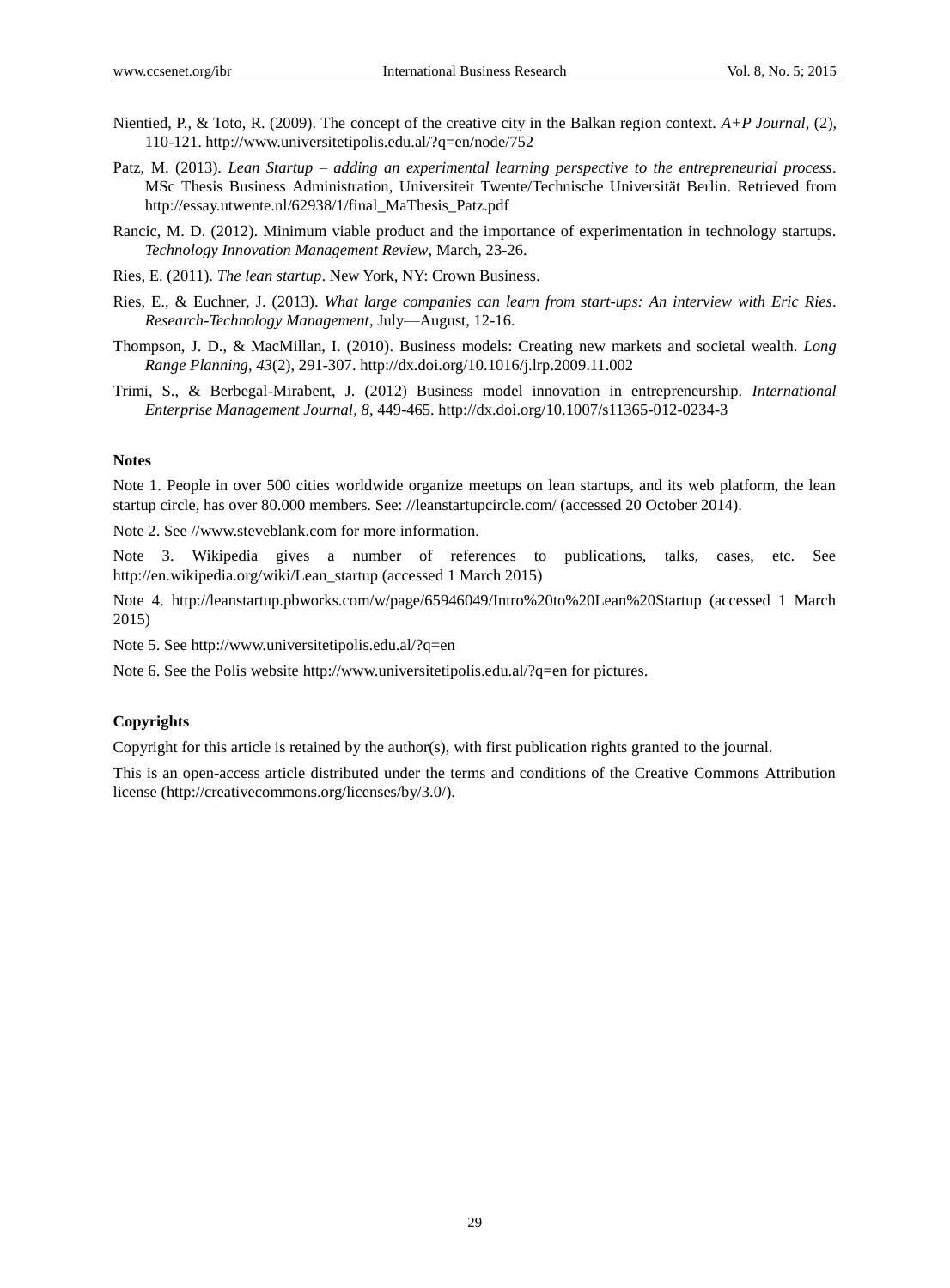Nientied, P., & Toto, R. (2009). The concept of the creative city in the Balkan region context. *A+P Journal*, (2), 110-121. http://www.universitetipolis.edu.al/?q=en/node/752

Patz, M. (2013). *Lean Startup – adding an experimental learning perspective to the entrepreneurial process*. MSc Thesis Business Administration, Universiteit Twente/Technische Universität Berlin. Retrieved from http://essay.utwente.nl/62938/1/final_MaThesis_Patz.pdf

Rancic, M. D. (2012). Minimum viable product and the importance of experimentation in technology startups. *Technology Innovation Management Review*, March, 23-26.

Ries, E. (2011). *The lean startup*. New York, NY: Crown Business.

Ries, E., & Euchner, J. (2013). *What large companies can learn from start-ups: An interview with Eric Ries*. *Research-Technology Management*, July—August, 12-16.

Thompson, J. D., & MacMillan, I. (2010). Business models: Creating new markets and societal wealth. *Long Range Planning*, *43*(2), 291-307. http://dx.doi.org/10.1016/j.lrp.2009.11.002

Trimi, S., & Berbegal-Mirabent, J. (2012) Business model innovation in entrepreneurship. *International Enterprise Management Journal*, *8*, 449-465. http://dx.doi.org/10.1007/s11365-012-0234-3

**Notes**

Note 1. People in over 500 cities worldwide organize meetups on lean startups, and its web platform, the lean startup circle, has over 80.000 members. See: //leanstartupcircle.com/ (accessed 20 October 2014).

Note 2. See //www.steveblank.com for more information.

Note 3. Wikipedia gives a number of references to publications, talks, cases, etc. See http://en.wikipedia.org/wiki/Lean_startup (accessed 1 March 2015)

Note 4. http://leanstartup.pbworks.com/w/page/65946049/Intro%20to%20Lean%20Startup (accessed 1 March 2015)

Note 5. See http://www.universitetipolis.edu.al/?q=en

Note 6. See the Polis website http://www.universitetipolis.edu.al/?q=en for pictures.

**Copyrights**

Copyright for this article is retained by the author(s), with first publication rights granted to the journal.

This is an open-access article distributed under the terms and conditions of the Creative Commons Attribution license (http://creativecommons.org/licenses/by/3.0/).